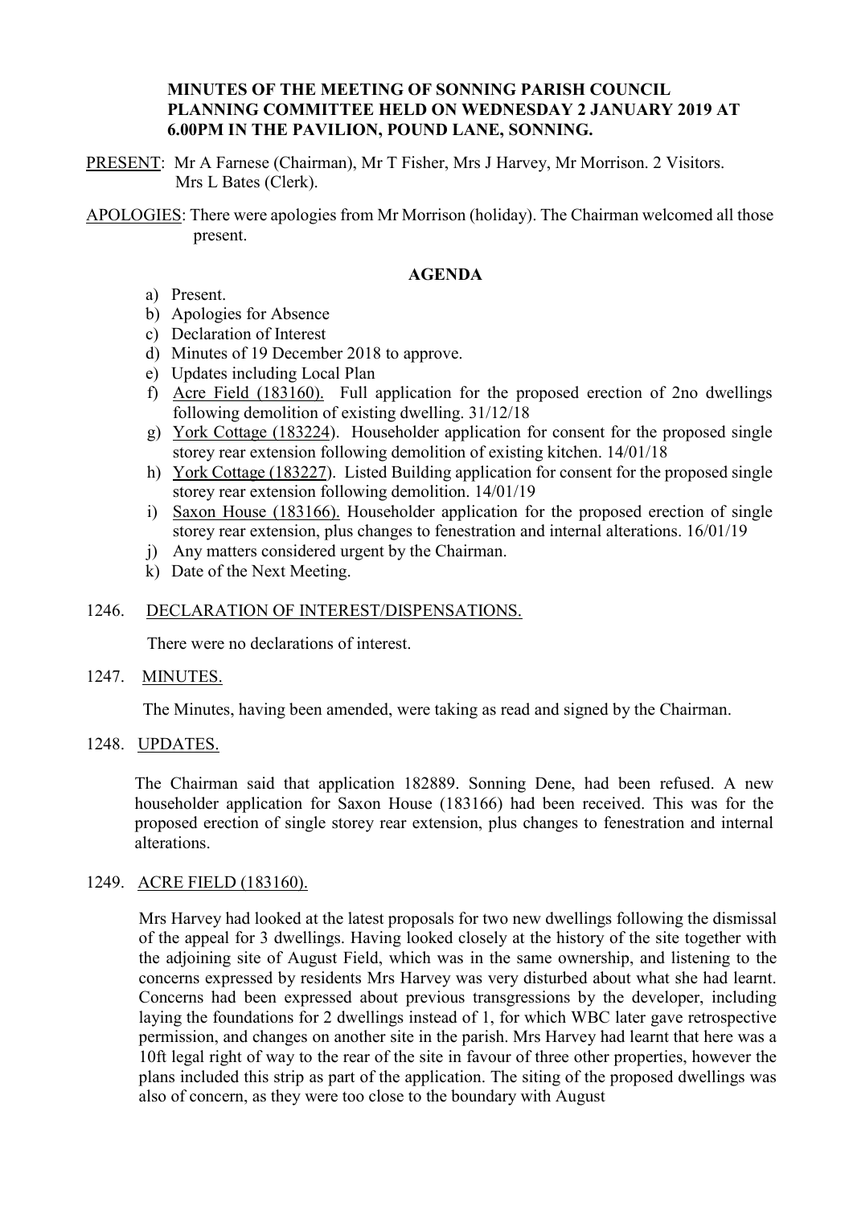**MINUTES OF THE MEETING OF SONNING PARISH COUNCIL PLANNING COMMITTEE HELD ON WEDNESDAY 2 JANUARY 2019 AT 6.00PM IN THE PAVILION, POUND LANE, SONNING.**

PRESENT: Mr A Farnese (Chairman), Mr T Fisher, Mrs J Harvey, Mr Morrison. 2 Visitors. Mrs L Bates (Clerk).

APOLOGIES: There were apologies from Mr Morrison (holiday). The Chairman welcomed all those present.

## AGENDA

a) Present.
b) Apologies for Absence
c) Declaration of Interest
d) Minutes of 19 December 2018 to approve.
e) Updates including Local Plan
f) Acre Field (183160). Full application for the proposed erection of 2no dwellings following demolition of existing dwelling. 31/12/18
g) York Cottage (183224). Householder application for consent for the proposed single storey rear extension following demolition of existing kitchen. 14/01/18
h) York Cottage (183227). Listed Building application for consent for the proposed single storey rear extension following demolition. 14/01/19
i) Saxon House (183166). Householder application for the proposed erection of single storey rear extension, plus changes to fenestration and internal alterations. 16/01/19
j) Any matters considered urgent by the Chairman.
k) Date of the Next Meeting.

1246. DECLARATION OF INTEREST/DISPENSATIONS.

There were no declarations of interest.

1247. MINUTES.

The Minutes, having been amended, were taking as read and signed by the Chairman.

1248. UPDATES.

The Chairman said that application 182889. Sonning Dene, had been refused. A new householder application for Saxon House (183166) had been received. This was for the proposed erection of single storey rear extension, plus changes to fenestration and internal alterations.

1249. ACRE FIELD (183160).

Mrs Harvey had looked at the latest proposals for two new dwellings following the dismissal of the appeal for 3 dwellings. Having looked closely at the history of the site together with the adjoining site of August Field, which was in the same ownership, and listening to the concerns expressed by residents Mrs Harvey was very disturbed about what she had learnt. Concerns had been expressed about previous transgressions by the developer, including laying the foundations for 2 dwellings instead of 1, for which WBC later gave retrospective permission, and changes on another site in the parish. Mrs Harvey had learnt that here was a 10ft legal right of way to the rear of the site in favour of three other properties, however the plans included this strip as part of the application. The siting of the proposed dwellings was also of concern, as they were too close to the boundary with August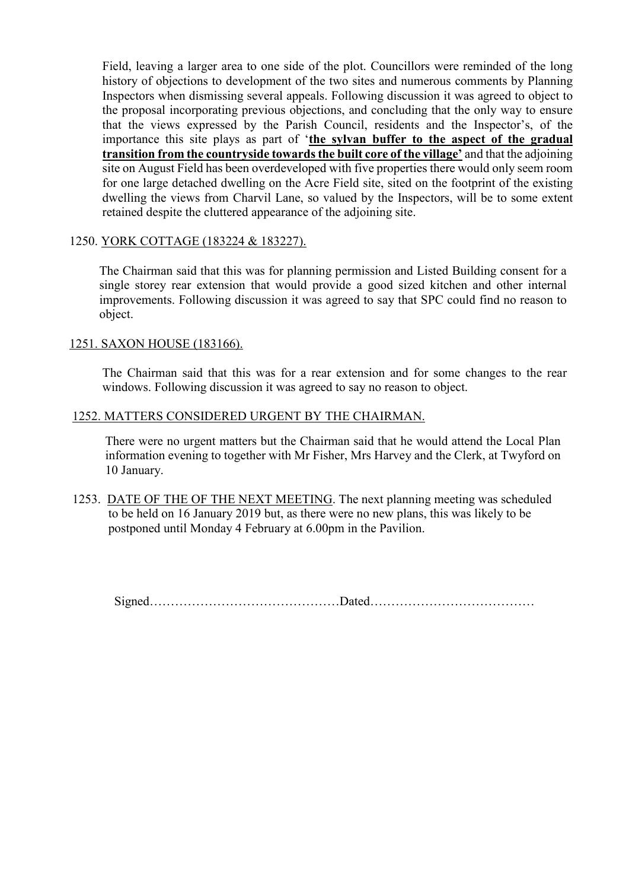Field, leaving a larger area to one side of the plot. Councillors were reminded of the long history of objections to development of the two sites and numerous comments by Planning Inspectors when dismissing several appeals. Following discussion it was agreed to object to the proposal incorporating previous objections, and concluding that the only way to ensure that the views expressed by the Parish Council, residents and the Inspector's, of the importance this site plays as part of '**the sylvan buffer to the aspect of the gradual transition from the countryside towards the built core of the village'** and that the adjoining site on August Field has been overdeveloped with five properties there would only seem room for one large detached dwelling on the Acre Field site, sited on the footprint of the existing dwelling the views from Charvil Lane, so valued by the Inspectors, will be to some extent retained despite the cluttered appearance of the adjoining site.

1250. YORK COTTAGE (183224 & 183227).

The Chairman said that this was for planning permission and Listed Building consent for a single storey rear extension that would provide a good sized kitchen and other internal improvements. Following discussion it was agreed to say that SPC could find no reason to object.

1251. SAXON HOUSE (183166).

The Chairman said that this was for a rear extension and for some changes to the rear windows. Following discussion it was agreed to say no reason to object.

1252. MATTERS CONSIDERED URGENT BY THE CHAIRMAN.

There were no urgent matters but the Chairman said that he would attend the Local Plan information evening to together with Mr Fisher, Mrs Harvey and the Clerk, at Twyford on 10 January.

1253. DATE OF THE OF THE NEXT MEETING. The next planning meeting was scheduled to be held on 16 January 2019 but, as there were no new plans, this was likely to be postponed until Monday 4 February at 6.00pm in the Pavilion.

Signed………………………………………Dated…………………………………